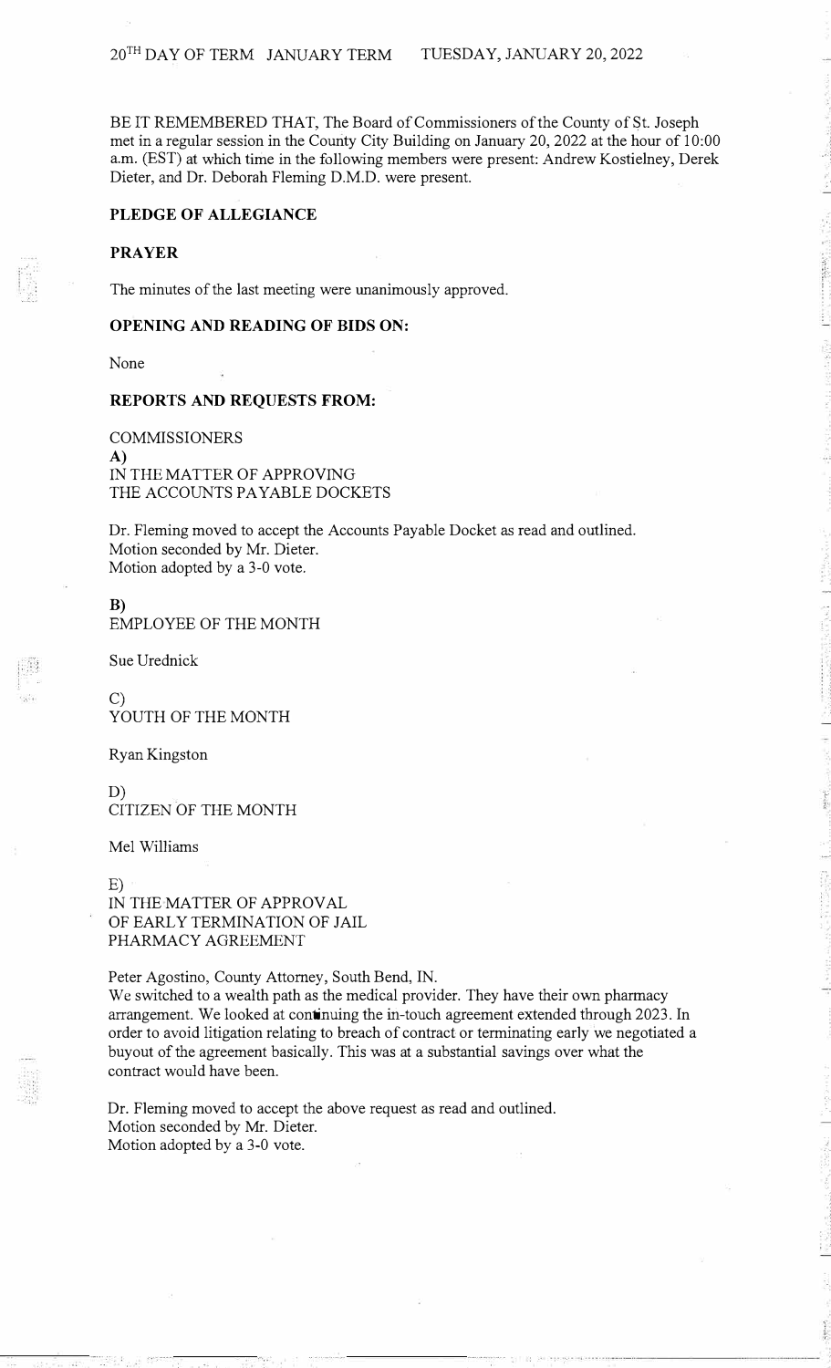20[TH] DAY OF TERM JANUARY TERM TUESDAY, JANUARY 20, 2022

BE IT REMEMBERED THAT, The Board of Commissioners of the County of St. Joseph met in a regular session in the County City Building on January 20, 2022 at the hour of 10:00 a.m. (EST) at which time in the following members were present: Andrew Kostielney, Derek Dieter, and Dr. Deborah Fleming D.M.D. were present.

**PLEDGE OF ALLEGIANCE**

**PRAYER**

The minutes of the last meeting were unanimously approved.

**OPENING AND READING OF BIDS ON:**

None

**REPORTS AND REQUESTS FROM:**

COMMISSIONERS

**A)**
IN THE MATTER OF APPROVING
THE ACCOUNTS PAYABLE DOCKETS

Dr. Fleming moved to accept the Accounts Payable Docket as read and outlined.
Motion seconded by Mr. Dieter.
Motion adopted by a 3-0 vote.

**B)**
EMPLOYEE OF THE MONTH

Sue Urednick

C)
YOUTH OF THE MONTH

Ryan Kingston

D)
CITIZEN OF THE MONTH

Mel Williams

E)
IN THE MATTER OF APPROVAL
OF EARLY TERMINATION OF JAIL
PHARMACY AGREEMENT

Peter Agostino, County Attorney, South Bend, IN.
We switched to a wealth path as the medical provider. They have their own pharmacy arrangement. We looked at continuing the in-touch agreement extended through 2023. In order to avoid litigation relating to breach of contract or terminating early we negotiated a buyout of the agreement basically. This was at a substantial savings over what the contract would have been.

Dr. Fleming moved to accept the above request as read and outlined.
Motion seconded by Mr. Dieter.
Motion adopted by a 3-0 vote.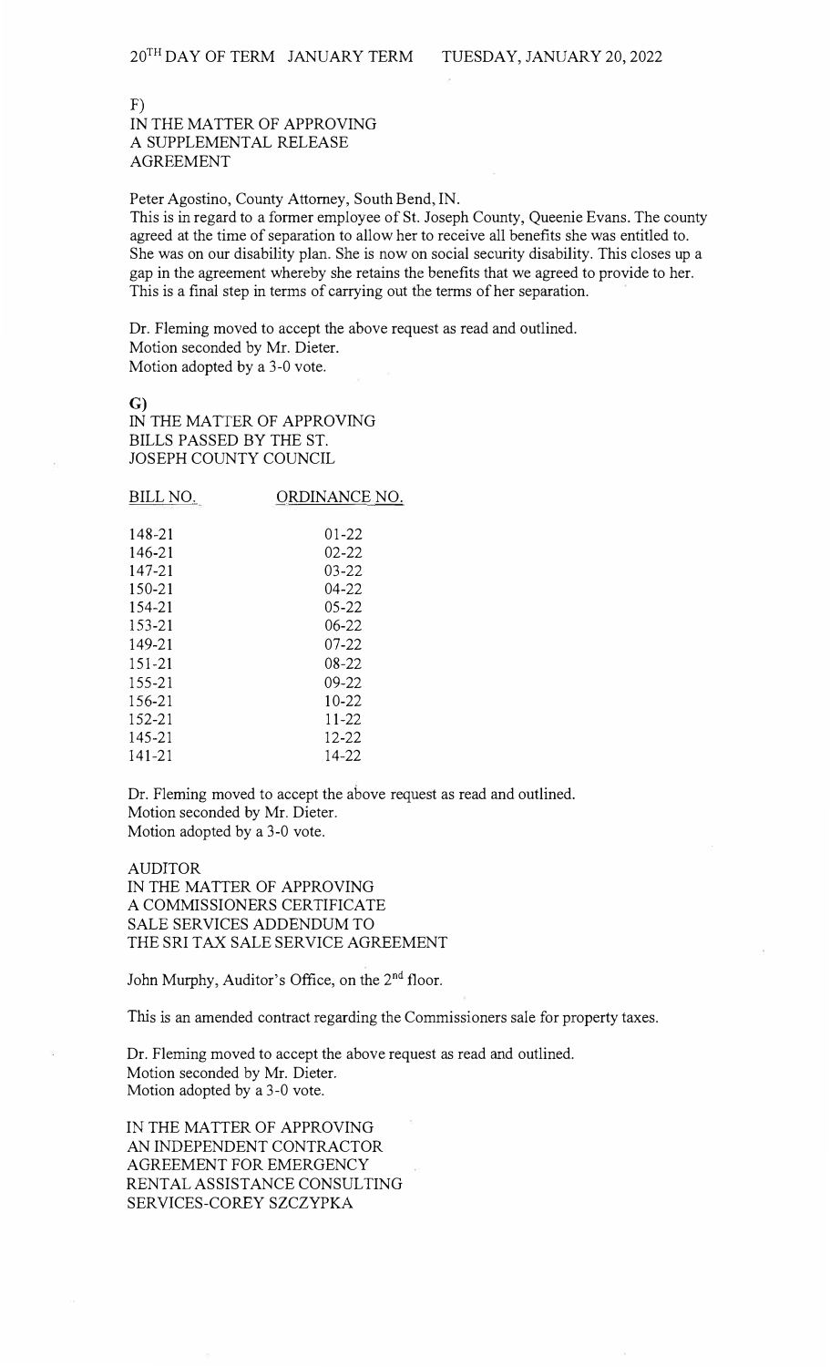F)
IN THE MATTER OF APPROVING
A SUPPLEMENTAL RELEASE
AGREEMENT

Peter Agostino, County Attorney, South Bend, IN.
This is in regard to a former employee of St. Joseph County, Queenie Evans. The county agreed at the time of separation to allow her to receive all benefits she was entitled to. She was on our disability plan. She is now on social security disability. This closes up a gap in the agreement whereby she retains the benefits that we agreed to provide to her. This is a final step in terms of carrying out the terms of her separation.

Dr. Fleming moved to accept the above request as read and outlined.
Motion seconded by Mr. Dieter.
Motion adopted by a 3-0 vote.

**G)**
IN THE MATTER OF APPROVING
BILLS PASSED BY THE ST.
JOSEPH COUNTY COUNCIL

| BILL NO. | ORDINANCE NO. |
|---|---|
| 148-21 | 01-22 |
| 146-21 | 02-22 |
| 147-21 | 03-22 |
| 150-21 | 04-22 |
| 154-21 | 05-22 |
| 153-21 | 06-22 |
| 149-21 | 07-22 |
| 151-21 | 08-22 |
| 155-21 | 09-22 |
| 156-21 | 10-22 |
| 152-21 | 11-22 |
| 145-21 | 12-22 |
| 141-21 | 14-22 |

Dr. Fleming moved to accept the above request as read and outlined.
Motion seconded by Mr. Dieter.
Motion adopted by a 3-0 vote.

AUDITOR
IN THE MATTER OF APPROVING
A COMMISSIONERS CERTIFICATE
SALE SERVICES ADDENDUM TO
THE SRI TAX SALE SERVICE AGREEMENT

John Murphy, Auditor's Office, on the 2nd floor.

This is an amended contract regarding the Commissioners sale for property taxes.

Dr. Fleming moved to accept the above request as read and outlined.
Motion seconded by Mr. Dieter.
Motion adopted by a 3-0 vote.

IN THE MATTER OF APPROVING
AN INDEPENDENT CONTRACTOR
AGREEMENT FOR EMERGENCY
RENTAL ASSISTANCE CONSULTING
SERVICES-COREY SZCZYPKA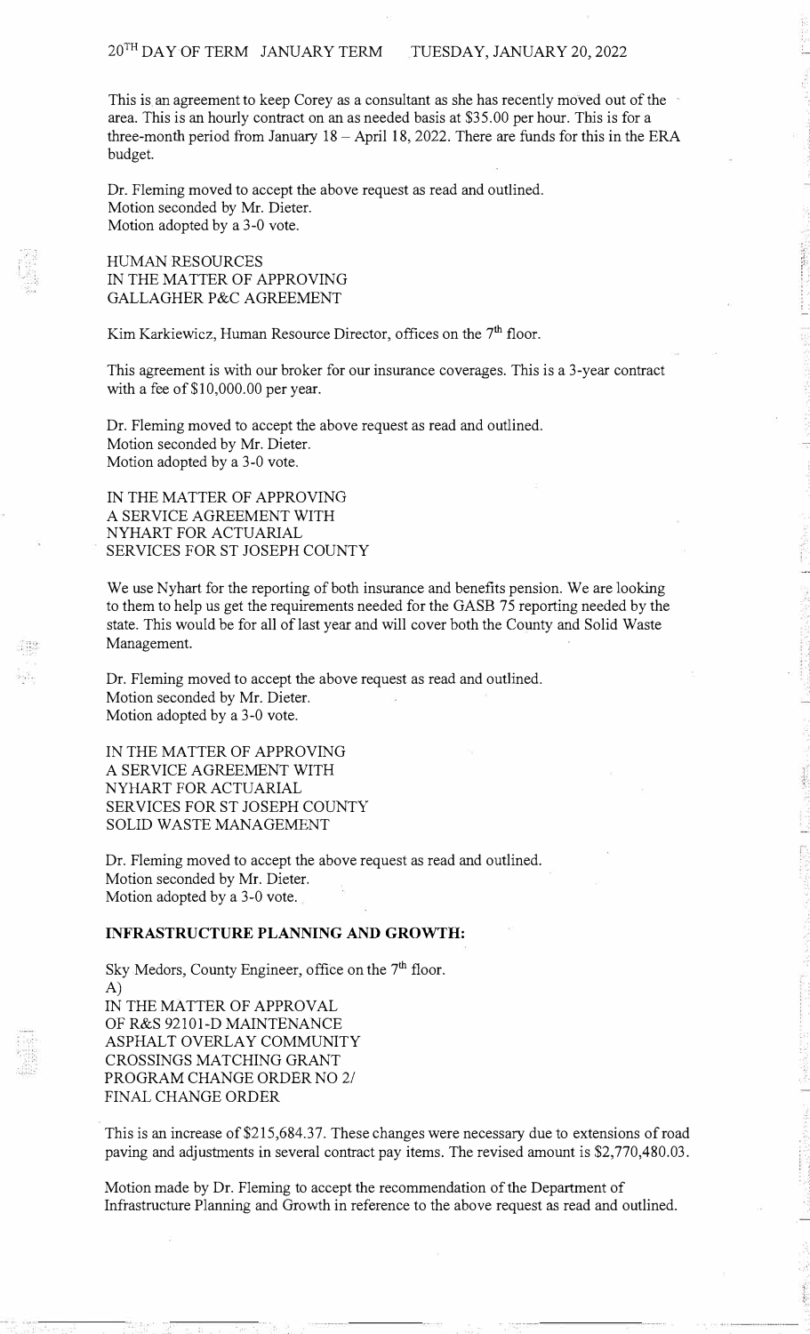20TH DAY OF TERM JANUARY TERM TUESDAY, JANUARY 20, 2022

This is an agreement to keep Corey as a consultant as she has recently moved out of the area. This is an hourly contract on an as needed basis at $35.00 per hour. This is for a three-month period from January 18 – April 18, 2022. There are funds for this in the ERA budget.

Dr. Fleming moved to accept the above request as read and outlined.
Motion seconded by Mr. Dieter.
Motion adopted by a 3-0 vote.

HUMAN RESOURCES
IN THE MATTER OF APPROVING
GALLAGHER P&C AGREEMENT

Kim Karkiewicz, Human Resource Director, offices on the 7th floor.

This agreement is with our broker for our insurance coverages. This is a 3-year contract with a fee of $10,000.00 per year.

Dr. Fleming moved to accept the above request as read and outlined.
Motion seconded by Mr. Dieter.
Motion adopted by a 3-0 vote.

IN THE MATTER OF APPROVING
A SERVICE AGREEMENT WITH
NYHART FOR ACTUARIAL
SERVICES FOR ST JOSEPH COUNTY

We use Nyhart for the reporting of both insurance and benefits pension. We are looking to them to help us get the requirements needed for the GASB 75 reporting needed by the state. This would be for all of last year and will cover both the County and Solid Waste Management.

Dr. Fleming moved to accept the above request as read and outlined.
Motion seconded by Mr. Dieter.
Motion adopted by a 3-0 vote.

IN THE MATTER OF APPROVING
A SERVICE AGREEMENT WITH
NYHART FOR ACTUARIAL
SERVICES FOR ST JOSEPH COUNTY
SOLID WASTE MANAGEMENT

Dr. Fleming moved to accept the above request as read and outlined.
Motion seconded by Mr. Dieter.
Motion adopted by a 3-0 vote.

**INFRASTRUCTURE PLANNING AND GROWTH:**

Sky Medors, County Engineer, office on the 7th floor.
A)
IN THE MATTER OF APPROVAL
OF R&S 92101-D MAINTENANCE
ASPHALT OVERLAY COMMUNITY
CROSSINGS MATCHING GRANT
PROGRAM CHANGE ORDER NO 2/
FINAL CHANGE ORDER

This is an increase of $215,684.37. These changes were necessary due to extensions of road paving and adjustments in several contract pay items. The revised amount is $2,770,480.03.

Motion made by Dr. Fleming to accept the recommendation of the Department of Infrastructure Planning and Growth in reference to the above request as read and outlined.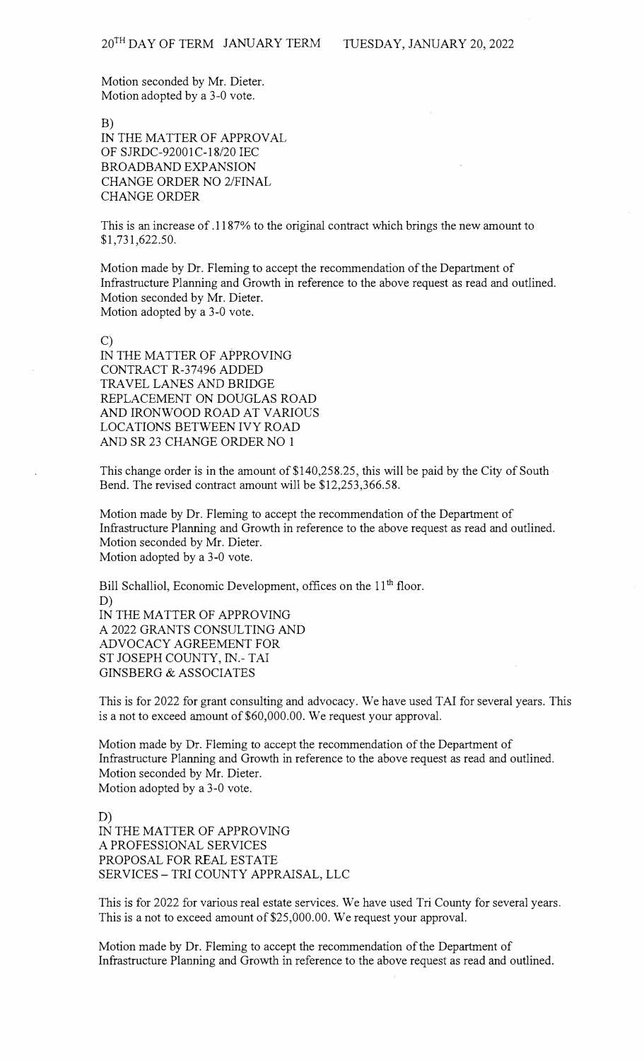Motion seconded by Mr. Dieter.
Motion adopted by a 3-0 vote.

B)
IN THE MATTER OF APPROVAL
OF SJRDC-92001C-18/20 IEC
BROADBAND EXPANSION
CHANGE ORDER NO 2/FINAL
CHANGE ORDER

This is an increase of .1187% to the original contract which brings the new amount to $1,731,622.50.

Motion made by Dr. Fleming to accept the recommendation of the Department of Infrastructure Planning and Growth in reference to the above request as read and outlined.
Motion seconded by Mr. Dieter.
Motion adopted by a 3-0 vote.

C)
IN THE MATTER OF APPROVING
CONTRACT R-37496 ADDED
TRAVEL LANES AND BRIDGE
REPLACEMENT ON DOUGLAS ROAD
AND IRONWOOD ROAD AT VARIOUS
LOCATIONS BETWEEN IVY ROAD
AND SR 23 CHANGE ORDER NO 1

This change order is in the amount of $140,258.25, this will be paid by the City of South Bend. The revised contract amount will be $12,253,366.58.

Motion made by Dr. Fleming to accept the recommendation of the Department of Infrastructure Planning and Growth in reference to the above request as read and outlined.
Motion seconded by Mr. Dieter.
Motion adopted by a 3-0 vote.

Bill Schalliol, Economic Development, offices on the 11th floor.

D)
IN THE MATTER OF APPROVING
A 2022 GRANTS CONSULTING AND
ADVOCACY AGREEMENT FOR
ST JOSEPH COUNTY, IN.- TAI
GINSBERG & ASSOCIATES

This is for 2022 for grant consulting and advocacy. We have used TAI for several years. This is a not to exceed amount of $60,000.00. We request your approval.

Motion made by Dr. Fleming to accept the recommendation of the Department of Infrastructure Planning and Growth in reference to the above request as read and outlined.
Motion seconded by Mr. Dieter.
Motion adopted by a 3-0 vote.

D)
IN THE MATTER OF APPROVING
A PROFESSIONAL SERVICES
PROPOSAL FOR REAL ESTATE
SERVICES – TRI COUNTY APPRAISAL, LLC

This is for 2022 for various real estate services. We have used Tri County for several years. This is a not to exceed amount of $25,000.00. We request your approval.

Motion made by Dr. Fleming to accept the recommendation of the Department of Infrastructure Planning and Growth in reference to the above request as read and outlined.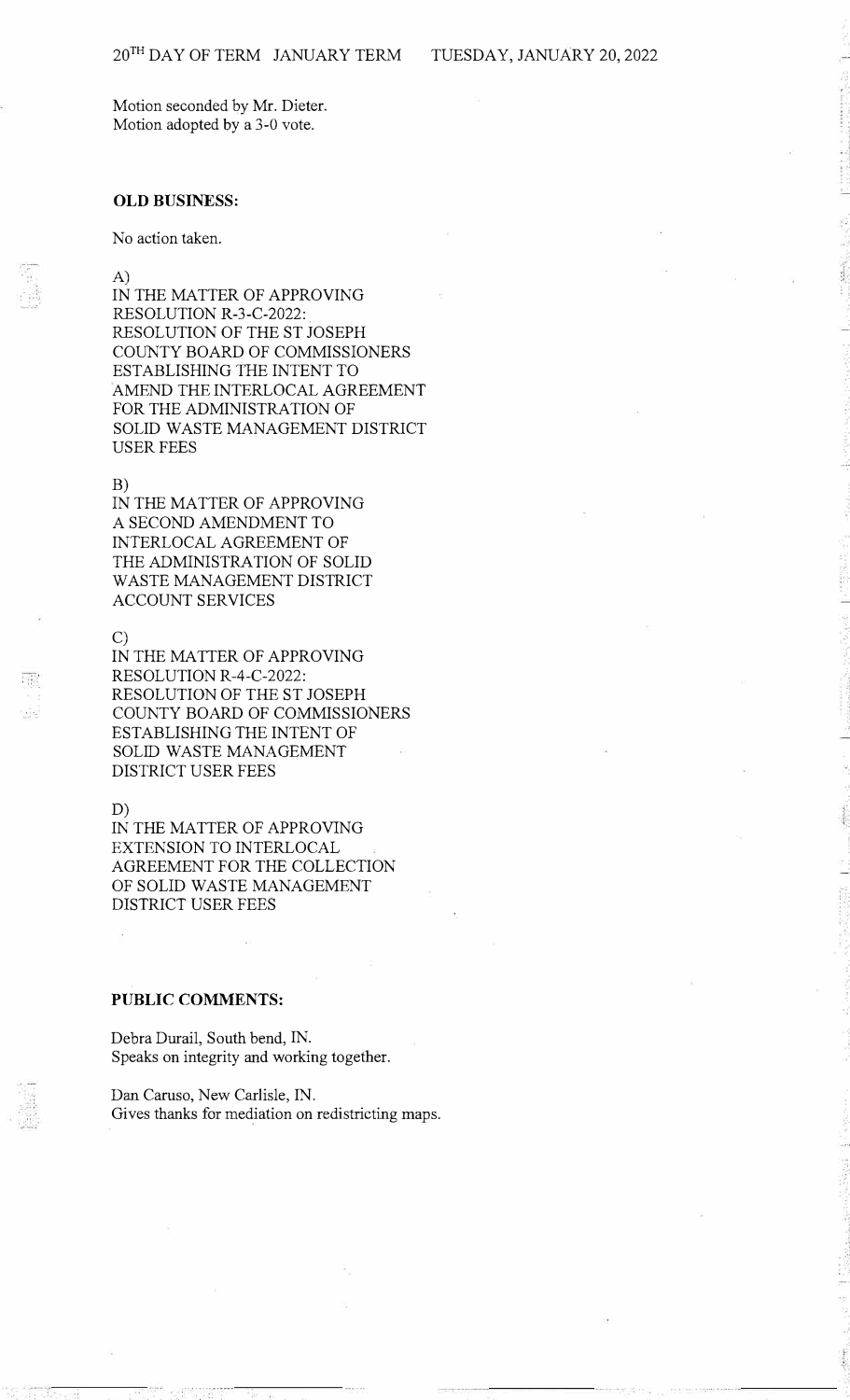Motion seconded by Mr. Dieter.
Motion adopted by a 3-0 vote.

**OLD BUSINESS:**

No action taken.

A)
IN THE MATTER OF APPROVING
RESOLUTION R-3-C-2022:
RESOLUTION OF THE ST JOSEPH
COUNTY BOARD OF COMMISSIONERS
ESTABLISHING THE INTENT TO
AMEND THE INTERLOCAL AGREEMENT
FOR THE ADMINISTRATION OF
SOLID WASTE MANAGEMENT DISTRICT
USER FEES

B)
IN THE MATTER OF APPROVING
A SECOND AMENDMENT TO
INTERLOCAL AGREEMENT OF
THE ADMINISTRATION OF SOLID
WASTE MANAGEMENT DISTRICT
ACCOUNT SERVICES

C)
IN THE MATTER OF APPROVING
RESOLUTION R-4-C-2022:
RESOLUTION OF THE ST JOSEPH
COUNTY BOARD OF COMMISSIONERS
ESTABLISHING THE INTENT OF
SOLID WASTE MANAGEMENT
DISTRICT USER FEES

D)
IN THE MATTER OF APPROVING
EXTENSION TO INTERLOCAL
AGREEMENT FOR THE COLLECTION
OF SOLID WASTE MANAGEMENT
DISTRICT USER FEES

**PUBLIC COMMENTS:**

Debra Durail, South bend, IN.
Speaks on integrity and working together.

Dan Caruso, New Carlisle, IN.
Gives thanks for mediation on redistricting maps.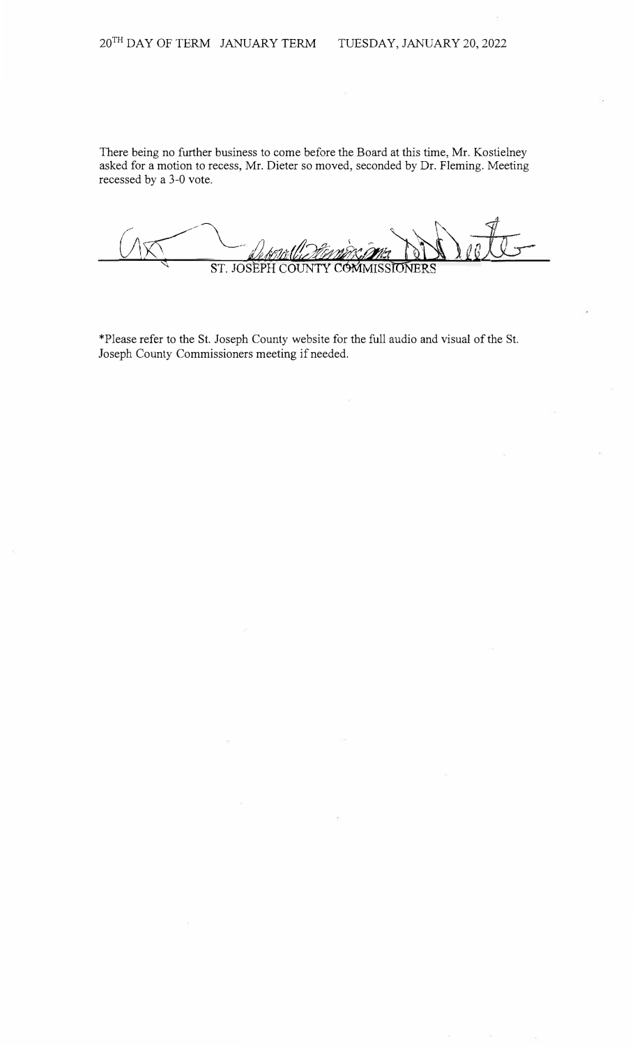There being no further business to come before the Board at this time, Mr. Kostielney asked for a motion to recess, Mr. Dieter so moved, seconded by Dr. Fleming. Meeting recessed by a 3-0 vote.

ST. JOSEPH COUNTY COMMISSIONERS

*Please refer to the St. Joseph County website for the full audio and visual of the St. Joseph County Commissioners meeting if needed.